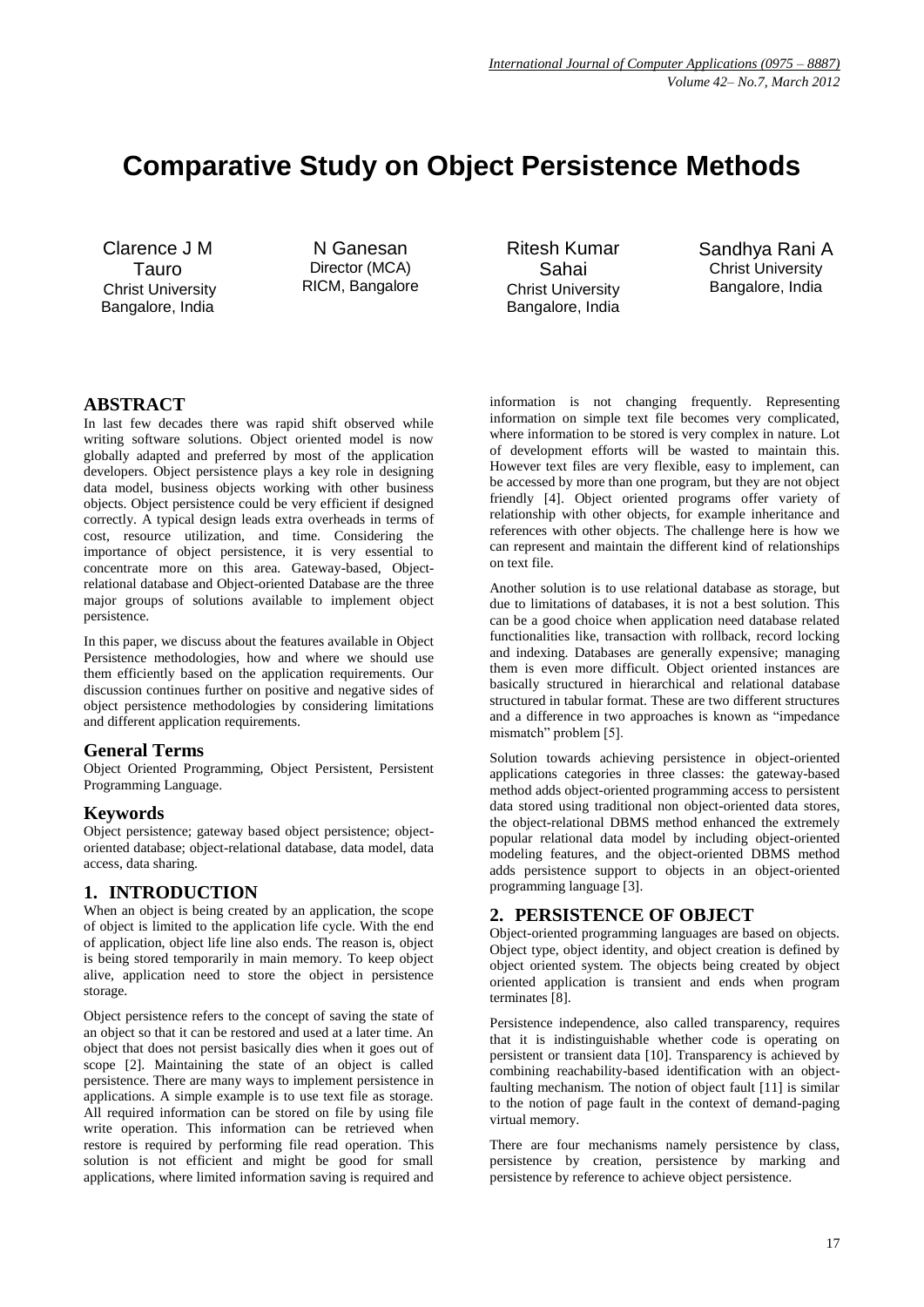# Comparative Study on Object Persistence Methods

Clarence J M Tauro
Christ University
Bangalore, India

N Ganesan
Director (MCA)
RICM, Bangalore

Ritesh Kumar Sahai
Christ University
Bangalore, India

Sandhya Rani A
Christ University
Bangalore, India

## ABSTRACT

In last few decades there was rapid shift observed while writing software solutions. Object oriented model is now globally adapted and preferred by most of the application developers. Object persistence plays a key role in designing data model, business objects working with other business objects. Object persistence could be very efficient if designed correctly. A typical design leads extra overheads in terms of cost, resource utilization, and time. Considering the importance of object persistence, it is very essential to concentrate more on this area. Gateway-based, Object-relational database and Object-oriented Database are the three major groups of solutions available to implement object persistence.

In this paper, we discuss about the features available in Object Persistence methodologies, how and where we should use them efficiently based on the application requirements. Our discussion continues further on positive and negative sides of object persistence methodologies by considering limitations and different application requirements.

### General Terms

Object Oriented Programming, Object Persistent, Persistent Programming Language.

### Keywords

Object persistence; gateway based object persistence; object-oriented database; object-relational database, data model, data access, data sharing.

## 1. INTRODUCTION

When an object is being created by an application, the scope of object is limited to the application life cycle. With the end of application, object life line also ends. The reason is, object is being stored temporarily in main memory. To keep object alive, application need to store the object in persistence storage.

Object persistence refers to the concept of saving the state of an object so that it can be restored and used at a later time. An object that does not persist basically dies when it goes out of scope [2]. Maintaining the state of an object is called persistence. There are many ways to implement persistence in applications. A simple example is to use text file as storage. All required information can be stored on file by using file write operation. This information can be retrieved when restore is required by performing file read operation. This solution is not efficient and might be good for small applications, where limited information saving is required and information is not changing frequently. Representing information on simple text file becomes very complicated, where information to be stored is very complex in nature. Lot of development efforts will be wasted to maintain this. However text files are very flexible, easy to implement, can be accessed by more than one program, but they are not object friendly [4]. Object oriented programs offer variety of relationship with other objects, for example inheritance and references with other objects. The challenge here is how we can represent and maintain the different kind of relationships on text file.

Another solution is to use relational database as storage, but due to limitations of databases, it is not a best solution. This can be a good choice when application need database related functionalities like, transaction with rollback, record locking and indexing. Databases are generally expensive; managing them is even more difficult. Object oriented instances are basically structured in hierarchical and relational database structured in tabular format. These are two different structures and a difference in two approaches is known as "impedance mismatch" problem [5].

Solution towards achieving persistence in object-oriented applications categories in three classes: the gateway-based method adds object-oriented programming access to persistent data stored using traditional non object-oriented data stores, the object-relational DBMS method enhanced the extremely popular relational data model by including object-oriented modeling features, and the object-oriented DBMS method adds persistence support to objects in an object-oriented programming language [3].

## 2. PERSISTENCE OF OBJECT

Object-oriented programming languages are based on objects. Object type, object identity, and object creation is defined by object oriented system. The objects being created by object oriented application is transient and ends when program terminates [8].

Persistence independence, also called transparency, requires that it is indistinguishable whether code is operating on persistent or transient data [10]. Transparency is achieved by combining reachability-based identification with an object-faulting mechanism. The notion of object fault [11] is similar to the notion of page fault in the context of demand-paging virtual memory.

There are four mechanisms namely persistence by class, persistence by creation, persistence by marking and persistence by reference to achieve object persistence.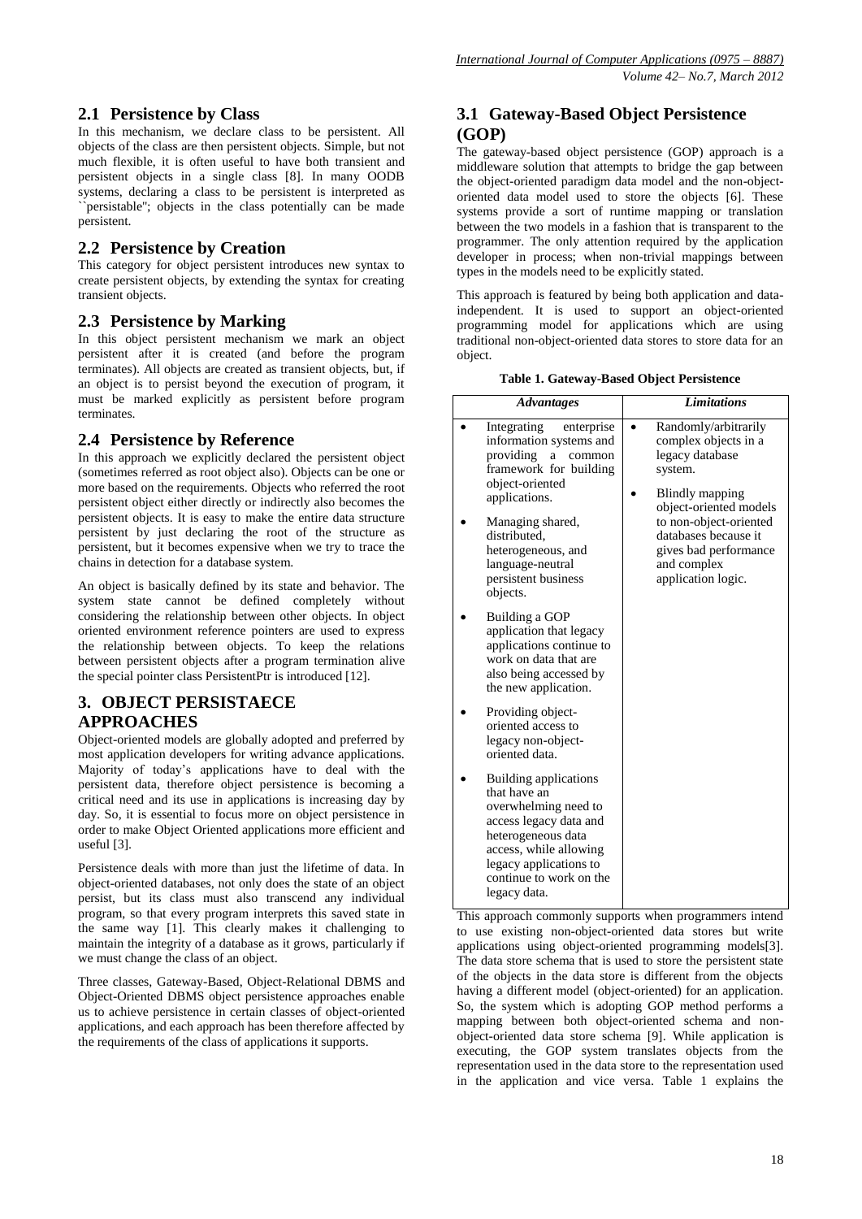## 2.1 Persistence by Class

In this mechanism, we declare class to be persistent. All objects of the class are then persistent objects. Simple, but not much flexible, it is often useful to have both transient and persistent objects in a single class [8]. In many OODB systems, declaring a class to be persistent is interpreted as ``persistable''; objects in the class potentially can be made persistent.

## 2.2 Persistence by Creation

This category for object persistent introduces new syntax to create persistent objects, by extending the syntax for creating transient objects.

## 2.3 Persistence by Marking

In this object persistent mechanism we mark an object persistent after it is created (and before the program terminates). All objects are created as transient objects, but, if an object is to persist beyond the execution of program, it must be marked explicitly as persistent before program terminates.

## 2.4 Persistence by Reference

In this approach we explicitly declared the persistent object (sometimes referred as root object also). Objects can be one or more based on the requirements. Objects who referred the root persistent object either directly or indirectly also becomes the persistent objects. It is easy to make the entire data structure persistent by just declaring the root of the structure as persistent, but it becomes expensive when we try to trace the chains in detection for a database system.

An object is basically defined by its state and behavior. The system state cannot be defined completely without considering the relationship between other objects. In object oriented environment reference pointers are used to express the relationship between objects. To keep the relations between persistent objects after a program termination alive the special pointer class PersistentPtr is introduced [12].

# 3. OBJECT PERSISTAECE APPROACHES

Object-oriented models are globally adopted and preferred by most application developers for writing advance applications. Majority of today's applications have to deal with the persistent data, therefore object persistence is becoming a critical need and its use in applications is increasing day by day. So, it is essential to focus more on object persistence in order to make Object Oriented applications more efficient and useful [3].

Persistence deals with more than just the lifetime of data. In object-oriented databases, not only does the state of an object persist, but its class must also transcend any individual program, so that every program interprets this saved state in the same way [1]. This clearly makes it challenging to maintain the integrity of a database as it grows, particularly if we must change the class of an object.

Three classes, Gateway-Based, Object-Relational DBMS and Object-Oriented DBMS object persistence approaches enable us to achieve persistence in certain classes of object-oriented applications, and each approach has been therefore affected by the requirements of the class of applications it supports.

## 3.1 Gateway-Based Object Persistence (GOP)

The gateway-based object persistence (GOP) approach is a middleware solution that attempts to bridge the gap between the object-oriented paradigm data model and the non-object-oriented data model used to store the objects [6]. These systems provide a sort of runtime mapping or translation between the two models in a fashion that is transparent to the programmer. The only attention required by the application developer in process; when non-trivial mappings between types in the models need to be explicitly stated.

This approach is featured by being both application and data-independent. It is used to support an object-oriented programming model for applications which are using traditional non-object-oriented data stores to store data for an object.

**Table 1. Gateway-Based Object Persistence**

| *Advantages* | *Limitations* |
|---|---|
| • Integrating enterprise information systems and providing a common framework for building object-oriented applications.<br>• Managing shared, distributed, heterogeneous, and language-neutral persistent business objects.<br>• Building a GOP application that legacy applications continue to work on data that are also being accessed by the new application.<br>• Providing object-oriented access to legacy non-object-oriented data.<br>• Building applications that have an overwhelming need to access legacy data and heterogeneous data access, while allowing legacy applications to continue to work on the legacy data. | • Randomly/arbitrarily complex objects in a legacy database system.<br>• Blindly mapping object-oriented models to non-object-oriented databases because it gives bad performance and complex application logic. |

This approach commonly supports when programmers intend to use existing non-object-oriented data stores but write applications using object-oriented programming models[3]. The data store schema that is used to store the persistent state of the objects in the data store is different from the objects having a different model (object-oriented) for an application. So, the system which is adopting GOP method performs a mapping between both object-oriented schema and non-object-oriented data store schema [9]. While application is executing, the GOP system translates objects from the representation used in the data store to the representation used in the application and vice versa. Table 1 explains the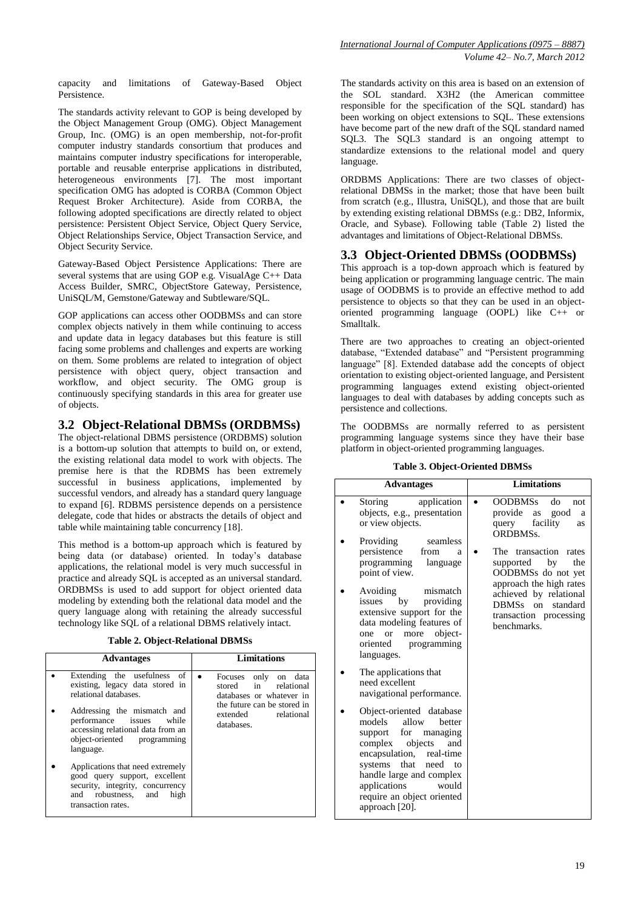capacity and limitations of Gateway-Based Object Persistence.

The standards activity relevant to GOP is being developed by the Object Management Group (OMG). Object Management Group, Inc. (OMG) is an open membership, not-for-profit computer industry standards consortium that produces and maintains computer industry specifications for interoperable, portable and reusable enterprise applications in distributed, heterogeneous environments [7]. The most important specification OMG has adopted is CORBA (Common Object Request Broker Architecture). Aside from CORBA, the following adopted specifications are directly related to object persistence: Persistent Object Service, Object Query Service, Object Relationships Service, Object Transaction Service, and Object Security Service.

Gateway-Based Object Persistence Applications: There are several systems that are using GOP e.g. VisualAge C++ Data Access Builder, SMRC, ObjectStore Gateway, Persistence, UniSQL/M, Gemstone/Gateway and Subtleware/SQL.

GOP applications can access other OODBMSs and can store complex objects natively in them while continuing to access and update data in legacy databases but this feature is still facing some problems and challenges and experts are working on them. Some problems are related to integration of object persistence with object query, object transaction and workflow, and object security. The OMG group is continuously specifying standards in this area for greater use of objects.

## 3.2 Object-Relational DBMSs (ORDBMSs)

The object-relational DBMS persistence (ORDBMS) solution is a bottom-up solution that attempts to build on, or extend, the existing relational data model to work with objects. The premise here is that the RDBMS has been extremely successful in business applications, implemented by successful vendors, and already has a standard query language to expand [6]. RDBMS persistence depends on a persistence delegate, code that hides or abstracts the details of object and table while maintaining table concurrency [18].

This method is a bottom-up approach which is featured by being data (or database) oriented. In today's database applications, the relational model is very much successful in practice and already SQL is accepted as an universal standard. ORDBMSs is used to add support for object oriented data modeling by extending both the relational data model and the query language along with retaining the already successful technology like SQL of a relational DBMS relatively intact.

**Table 2. Object-Relational DBMSs**

| Advantages | Limitations |
|---|---|
| • Extending the usefulness of existing, legacy data stored in relational databases.<br>• Addressing the mismatch and performance issues while accessing relational data from an object-oriented programming language.<br>• Applications that need extremely good query support, excellent security, integrity, concurrency and robustness, and high transaction rates. | • Focuses only on data stored in relational databases or whatever in the future can be stored in extended relational databases. |

The standards activity on this area is based on an extension of the SOL standard. X3H2 (the American committee responsible for the specification of the SQL standard) has been working on object extensions to SQL. These extensions have become part of the new draft of the SQL standard named SQL3. The SQL3 standard is an ongoing attempt to standardize extensions to the relational model and query language.

ORDBMS Applications: There are two classes of object-relational DBMSs in the market; those that have been built from scratch (e.g., Illustra, UniSQL), and those that are built by extending existing relational DBMSs (e.g.: DB2, Informix, Oracle, and Sybase). Following table (Table 2) listed the advantages and limitations of Object-Relational DBMSs.

## 3.3 Object-Oriented DBMSs (OODBMSs)

This approach is a top-down approach which is featured by being application or programming language centric. The main usage of OODBMS is to provide an effective method to add persistence to objects so that they can be used in an object-oriented programming language (OOPL) like C++ or Smalltalk.

There are two approaches to creating an object-oriented database, "Extended database" and "Persistent programming language" [8]. Extended database add the concepts of object orientation to existing object-oriented language, and Persistent programming languages extend existing object-oriented languages to deal with databases by adding concepts such as persistence and collections.

The OODBMSs are normally referred to as persistent programming language systems since they have their base platform in object-oriented programming languages.

**Table 3. Object-Oriented DBMSs**

| Advantages | Limitations |
|---|---|
| • Storing application objects, e.g., presentation or view objects.<br>• Providing seamless persistence from a programming language point of view.<br>• Avoiding mismatch issues by providing extensive support for the data modeling features of one or more object-oriented programming languages.<br>• The applications that need excellent navigational performance.<br>• Object-oriented database models allow better support for managing complex objects and encapsulation, real-time systems that need to handle large and complex applications would require an object oriented approach [20]. | • OODBMSs do not provide as good a query facility as ORDBMSs.<br>• The transaction rates supported by the OODBMSs do not yet approach the high rates achieved by relational DBMSs on standard transaction processing benchmarks. |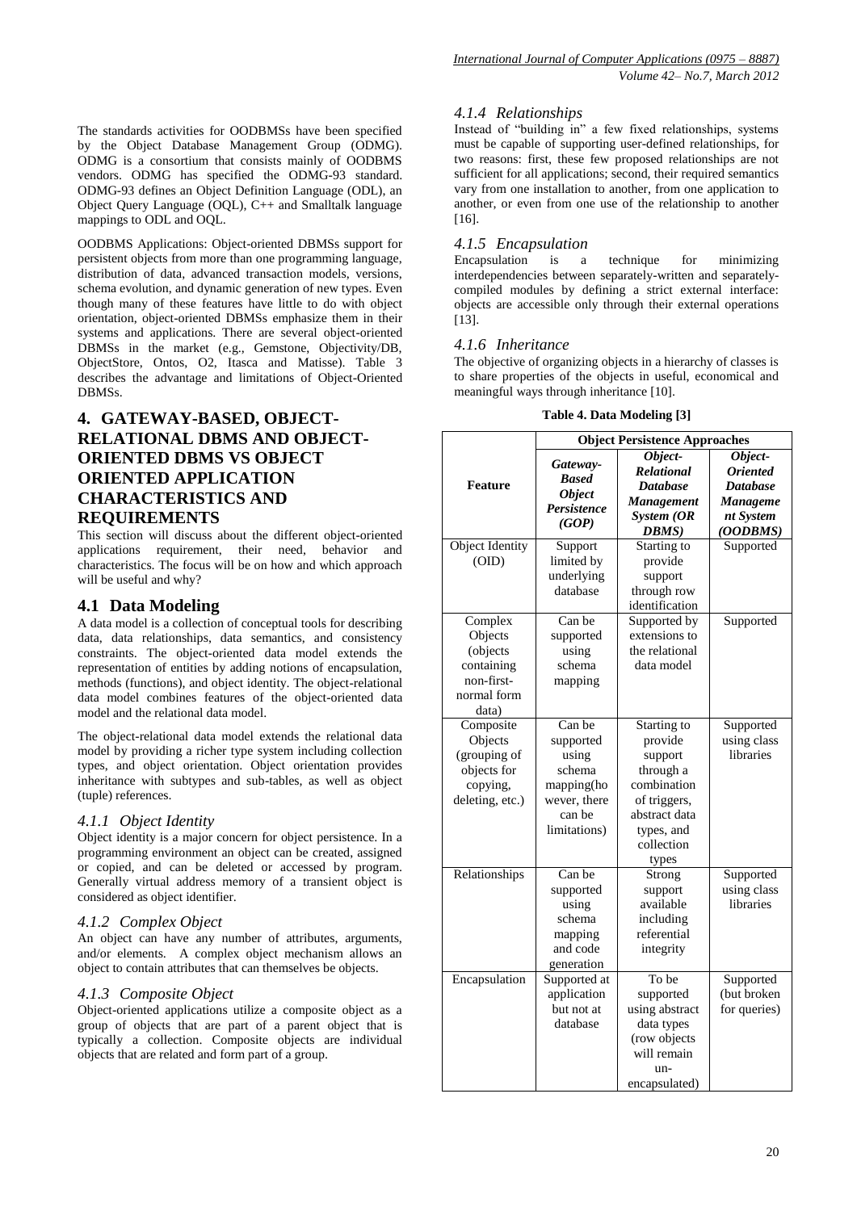The standards activities for OODBMSs have been specified by the Object Database Management Group (ODMG). ODMG is a consortium that consists mainly of OODBMS vendors. ODMG has specified the ODMG-93 standard. ODMG-93 defines an Object Definition Language (ODL), an Object Query Language (OQL), C++ and Smalltalk language mappings to ODL and OQL.

OODBMS Applications: Object-oriented DBMSs support for persistent objects from more than one programming language, distribution of data, advanced transaction models, versions, schema evolution, and dynamic generation of new types. Even though many of these features have little to do with object orientation, object-oriented DBMSs emphasize them in their systems and applications. There are several object-oriented DBMSs in the market (e.g., Gemstone, Objectivity/DB, ObjectStore, Ontos, O2, Itasca and Matisse). Table 3 describes the advantage and limitations of Object-Oriented DBMSs.

# 4. GATEWAY-BASED, OBJECT-RELATIONAL DBMS AND OBJECT-ORIENTED DBMS VS OBJECT ORIENTED APPLICATION CHARACTERISTICS AND REQUIREMENTS

This section will discuss about the different object-oriented applications requirement, their need, behavior and characteristics. The focus will be on how and which approach will be useful and why?

## 4.1 Data Modeling

A data model is a collection of conceptual tools for describing data, data relationships, data semantics, and consistency constraints. The object-oriented data model extends the representation of entities by adding notions of encapsulation, methods (functions), and object identity. The object-relational data model combines features of the object-oriented data model and the relational data model.

The object-relational data model extends the relational data model by providing a richer type system including collection types, and object orientation. Object orientation provides inheritance with subtypes and sub-tables, as well as object (tuple) references.

### 4.1.1 *Object Identity*

Object identity is a major concern for object persistence. In a programming environment an object can be created, assigned or copied, and can be deleted or accessed by program. Generally virtual address memory of a transient object is considered as object identifier.

### 4.1.2 *Complex Object*

An object can have any number of attributes, arguments, and/or elements. A complex object mechanism allows an object to contain attributes that can themselves be objects.

### 4.1.3 *Composite Object*

Object-oriented applications utilize a composite object as a group of objects that are part of a parent object that is typically a collection. Composite objects are individual objects that are related and form part of a group.

### 4.1.4 *Relationships*

Instead of "building in" a few fixed relationships, systems must be capable of supporting user-defined relationships, for two reasons: first, these few proposed relationships are not sufficient for all applications; second, their required semantics vary from one installation to another, from one application to another, or even from one use of the relationship to another [16].

### 4.1.5 *Encapsulation*

Encapsulation is a technique for minimizing interdependencies between separately-written and separately-compiled modules by defining a strict external interface: objects are accessible only through their external operations [13].

### 4.1.6 *Inheritance*

The objective of organizing objects in a hierarchy of classes is to share properties of the objects in useful, economical and meaningful ways through inheritance [10].

**Table 4. Data Modeling [3]**

| Feature | Object Persistence Approaches | | |
|---|---|---|---|
| | ***Gateway-Based Object Persistence (GOP)*** | ***Object-Relational Database Management System (OR DBMS)*** | ***Object-Oriented Database Management System (OODBMS)*** |
| Object Identity (OID) | Support limited by underlying database | Starting to provide support through row identification | Supported |
| Complex Objects (objects containing non-first-normal form data) | Can be supported using schema mapping | Supported by extensions to the relational data model | Supported |
| Composite Objects (grouping of objects for copying, deleting, etc.) | Can be supported using schema mapping(however, there can be limitations) | Starting to provide support through a combination of triggers, abstract data types, and collection types | Supported using class libraries |
| Relationships | Can be supported using schema mapping and code generation | Strong support available including referential integrity | Supported using class libraries |
| Encapsulation | Supported at application but not at database | To be supported using abstract data types (row objects will remain un-encapsulated) | Supported (but broken for queries) |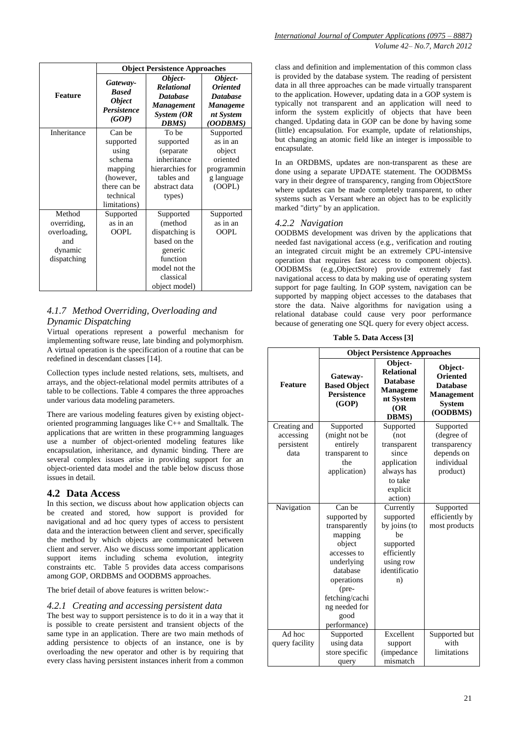| Feature | Object Persistence Approaches | | |
|---|---|---|---|
| | *Gateway-Based Object Persistence (GOP)* | *Object-Relational Database Management System (OR DBMS)* | *Object-Oriented Database Management System (OODBMS)* |
| Inheritance | Can be supported using schema mapping (however, there can be technical limitations) | To be supported (separate inheritance hierarchies for tables and abstract data types) | Supported as in an object oriented programming language (OOPL) |
| Method overriding, overloading, and dynamic dispatching | Supported as in an OOPL | Supported (method dispatching is based on the generic function model not the classical object model) | Supported as in an OOPL |

### *4.1.7 Method Overriding, Overloading and Dynamic Dispatching*

Virtual operations represent a powerful mechanism for implementing software reuse, late binding and polymorphism. A virtual operation is the specification of a routine that can be redefined in descendant classes [14].

Collection types include nested relations, sets, multisets, and arrays, and the object-relational model permits attributes of a table to be collections. Table 4 compares the three approaches under various data modeling parameters.

There are various modeling features given by existing object-oriented programming languages like C++ and Smalltalk. The applications that are written in these programming languages use a number of object-oriented modeling features like encapsulation, inheritance, and dynamic binding. There are several complex issues arise in providing support for an object-oriented data model and the table below discuss those issues in detail.

## 4.2 Data Access

In this section, we discuss about how application objects can be created and stored, how support is provided for navigational and ad hoc query types of access to persistent data and the interaction between client and server, specifically the method by which objects are communicated between client and server. Also we discuss some important application support items including schema evolution, integrity constraints etc. Table 5 provides data access comparisons among GOP, ORDBMS and OODBMS approaches.

The brief detail of above features is written below:-

### *4.2.1 Creating and accessing persistent data*

The best way to support persistence is to do it in a way that it is possible to create persistent and transient objects of the same type in an application. There are two main methods of adding persistence to objects of an instance, one is by overloading the new operator and other is by requiring that every class having persistent instances inherit from a common class and definition and implementation of this common class is provided by the database system. The reading of persistent data in all three approaches can be made virtually transparent to the application. However, updating data in a GOP system is typically not transparent and an application will need to inform the system explicitly of objects that have been changed. Updating data in GOP can be done by having some (little) encapsulation. For example, update of relationships, but changing an atomic field like an integer is impossible to encapsulate.

In an ORDBMS, updates are non-transparent as these are done using a separate UPDATE statement. The OODBMSs vary in their degree of transparency, ranging from ObjectStore where updates can be made completely transparent, to other systems such as Versant where an object has to be explicitly marked "dirty" by an application.

### *4.2.2 Navigation*

OODBMS development was driven by the applications that needed fast navigational access (e.g., verification and routing an integrated circuit might be an extremely CPU-intensive operation that requires fast access to component objects). OODBMSs (e.g.,ObjectStore) provide extremely fast navigational access to data by making use of operating system support for page faulting. In GOP system, navigation can be supported by mapping object accesses to the databases that store the data. Naive algorithms for navigation using a relational database could cause very poor performance because of generating one SQL query for every object access.

**Table 5. Data Access [3]**

| Feature | Object Persistence Approaches | | |
|---|---|---|---|
| | **Gateway-Based Object Persistence (GOP)** | **Object-Relational Database Management System (OR DBMS)** | **Object-Oriented Database Management System (OODBMS)** |
| Creating and accessing persistent data | Supported (might not be entirely transparent to the application) | Supported (not transparent since application always has to take explicit action) | Supported (degree of transparency depends on individual product) |
| Navigation | Can be supported by transparently mapping object accesses to underlying database operations (pre-fetching/caching needed for good performance) | Currently supported by joins (to be supported efficiently using row identification) | Supported efficiently by most products |
| Ad hoc query facility | Supported using data store specific query | Excellent support (impedance mismatch | Supported but with limitations |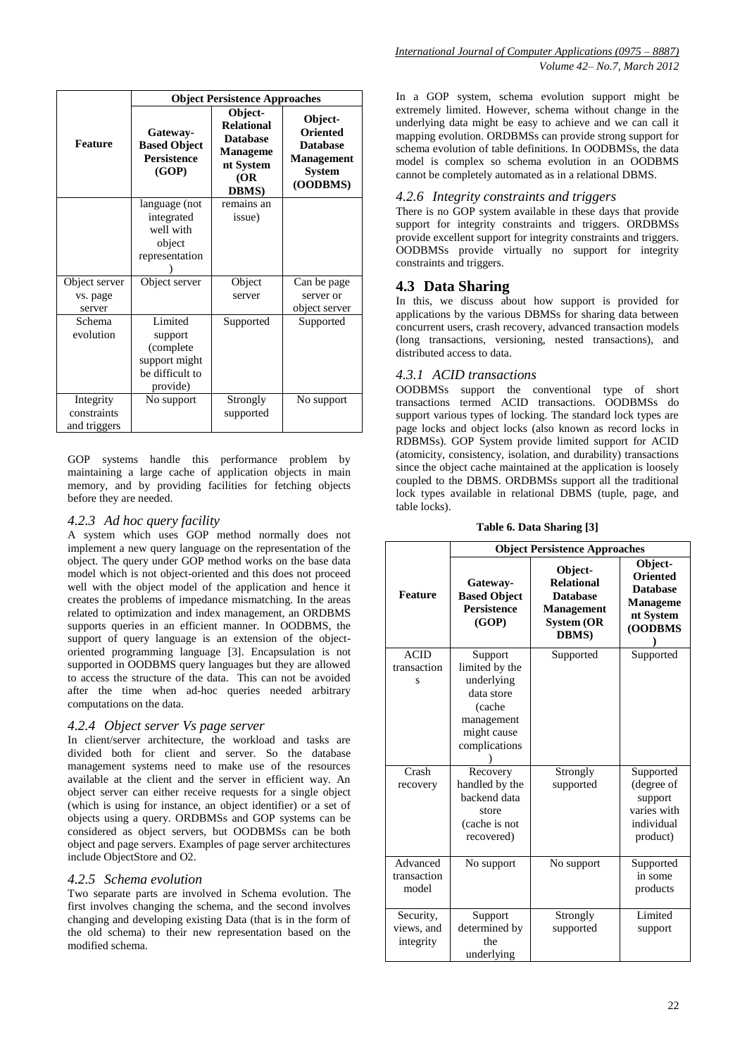| Feature | Object Persistence Approaches | | |
|---|---|---|---|
| | Gateway-Based Object Persistence (GOP) | Object-Relational Database Management System (OR DBMS) | Object-Oriented Database Management System (OODBMS) |
| | language (not integrated well with object representation) | remains an issue) | |
| Object server vs. page server | Object server | Object server | Can be page server or object server |
| Schema evolution | Limited support (complete support might be difficult to provide) | Supported | Supported |
| Integrity constraints and triggers | No support | Strongly supported | No support |

GOP systems handle this performance problem by maintaining a large cache of application objects in main memory, and by providing facilities for fetching objects before they are needed.

### *4.2.3 Ad hoc query facility*

A system which uses GOP method normally does not implement a new query language on the representation of the object. The query under GOP method works on the base data model which is not object-oriented and this does not proceed well with the object model of the application and hence it creates the problems of impedance mismatching. In the areas related to optimization and index management, an ORDBMS supports queries in an efficient manner. In OODBMS, the support of query language is an extension of the object-oriented programming language [3]. Encapsulation is not supported in OODBMS query languages but they are allowed to access the structure of the data. This can not be avoided after the time when ad-hoc queries needed arbitrary computations on the data.

### *4.2.4 Object server Vs page server*

In client/server architecture, the workload and tasks are divided both for client and server. So the database management systems need to make use of the resources available at the client and the server in efficient way. An object server can either receive requests for a single object (which is using for instance, an object identifier) or a set of objects using a query. ORDBMSs and GOP systems can be considered as object servers, but OODBMSs can be both object and page servers. Examples of page server architectures include ObjectStore and O2.

### *4.2.5 Schema evolution*

Two separate parts are involved in Schema evolution. The first involves changing the schema, and the second involves changing and developing existing Data (that is in the form of the old schema) to their new representation based on the modified schema.

In a GOP system, schema evolution support might be extremely limited. However, schema without change in the underlying data might be easy to achieve and we can call it mapping evolution. ORDBMSs can provide strong support for schema evolution of table definitions. In OODBMSs, the data model is complex so schema evolution in an OODBMS cannot be completely automated as in a relational DBMS.

### *4.2.6 Integrity constraints and triggers*

There is no GOP system available in these days that provide support for integrity constraints and triggers. ORDBMSs provide excellent support for integrity constraints and triggers. OODBMSs provide virtually no support for integrity constraints and triggers.

## 4.3 Data Sharing

In this, we discuss about how support is provided for applications by the various DBMSs for sharing data between concurrent users, crash recovery, advanced transaction models (long transactions, versioning, nested transactions), and distributed access to data.

### *4.3.1 ACID transactions*

OODBMSs support the conventional type of short transactions termed ACID transactions. OODBMSs do support various types of locking. The standard lock types are page locks and object locks (also known as record locks in RDBMSs). GOP System provide limited support for ACID (atomicity, consistency, isolation, and durability) transactions since the object cache maintained at the application is loosely coupled to the DBMS. ORDBMSs support all the traditional lock types available in relational DBMS (tuple, page, and table locks).

**Table 6. Data Sharing [3]**

| Feature | Object Persistence Approaches | | |
|---|---|---|---|
| | Gateway-Based Object Persistence (GOP) | Object-Relational Database Management System (OR DBMS) | Object-Oriented Database Management System (OODBMS) |
| ACID transactions | Support limited by the underlying data store (cache management might cause complications) | Supported | Supported |
| Crash recovery | Recovery handled by the backend data store (cache is not recovered) | Strongly supported | Supported (degree of support varies with individual product) |
| Advanced transaction model | No support | No support | Supported in some products |
| Security, views, and integrity | Support determined by the underlying | Strongly supported | Limited support |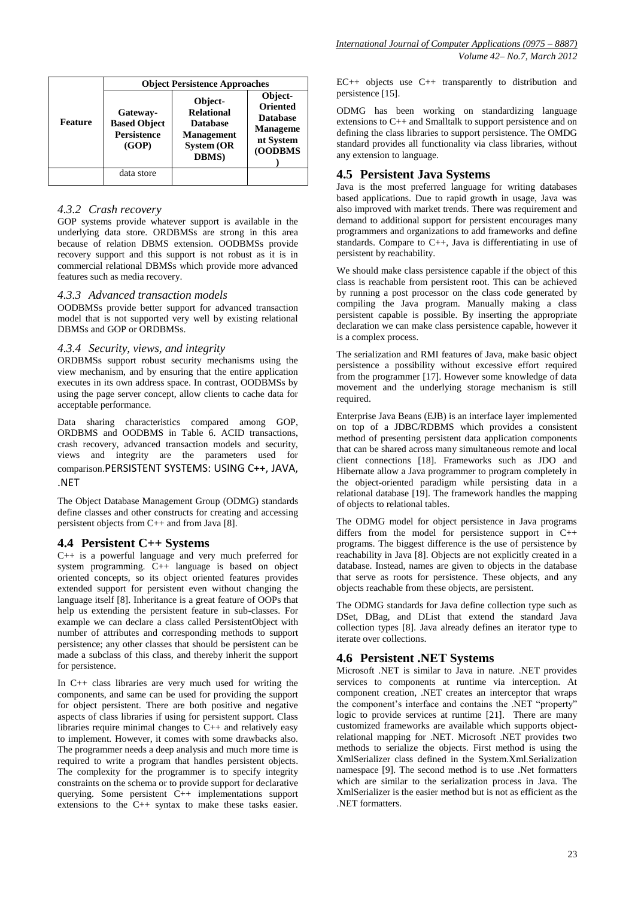| Feature | Object Persistence Approaches | | |
|---|---|---|---|
| | Gateway-Based Object Persistence (GOP) | Object-Relational Database Management System (OR DBMS) | Object-Oriented Database Management System (OODBMS) |
| | data store | | |

### 4.3.2 Crash recovery

GOP systems provide whatever support is available in the underlying data store. ORDBMSs are strong in this area because of relation DBMS extension. OODBMSs provide recovery support and this support is not robust as it is in commercial relational DBMSs which provide more advanced features such as media recovery.

### 4.3.3 Advanced transaction models

OODBMSs provide better support for advanced transaction model that is not supported very well by existing relational DBMSs and GOP or ORDBMSs.

### 4.3.4 Security, views, and integrity

ORDBMSs support robust security mechanisms using the view mechanism, and by ensuring that the entire application executes in its own address space. In contrast, OODBMSs by using the page server concept, allow clients to cache data for acceptable performance.

Data sharing characteristics compared among GOP, ORDBMS and OODBMS in Table 6. ACID transactions, crash recovery, advanced transaction models and security, views and integrity are the parameters used for comparison.PERSISTENT SYSTEMS: USING C++, JAVA, .NET

The Object Database Management Group (ODMG) standards define classes and other constructs for creating and accessing persistent objects from C++ and from Java [8].

## 4.4 Persistent C++ Systems

C++ is a powerful language and very much preferred for system programming. C++ language is based on object oriented concepts, so its object oriented features provides extended support for persistent even without changing the language itself [8]. Inheritance is a great feature of OOPs that help us extending the persistent feature in sub-classes. For example we can declare a class called PersistentObject with number of attributes and corresponding methods to support persistence; any other classes that should be persistent can be made a subclass of this class, and thereby inherit the support for persistence.

In C++ class libraries are very much used for writing the components, and same can be used for providing the support for object persistent. There are both positive and negative aspects of class libraries if using for persistent support. Class libraries require minimal changes to C++ and relatively easy to implement. However, it comes with some drawbacks also. The programmer needs a deep analysis and much more time is required to write a program that handles persistent objects. The complexity for the programmer is to specify integrity constraints on the schema or to provide support for declarative querying. Some persistent C++ implementations support extensions to the C++ syntax to make these tasks easier. EC++ objects use C++ transparently to distribution and persistence [15].

ODMG has been working on standardizing language extensions to C++ and Smalltalk to support persistence and on defining the class libraries to support persistence. The OMDG standard provides all functionality via class libraries, without any extension to language.

## 4.5 Persistent Java Systems

Java is the most preferred language for writing databases based applications. Due to rapid growth in usage, Java was also improved with market trends. There was requirement and demand to additional support for persistent encourages many programmers and organizations to add frameworks and define standards. Compare to C++, Java is differentiating in use of persistent by reachability.

We should make class persistence capable if the object of this class is reachable from persistent root. This can be achieved by running a post processor on the class code generated by compiling the Java program. Manually making a class persistent capable is possible. By inserting the appropriate declaration we can make class persistence capable, however it is a complex process.

The serialization and RMI features of Java, make basic object persistence a possibility without excessive effort required from the programmer [17]. However some knowledge of data movement and the underlying storage mechanism is still required.

Enterprise Java Beans (EJB) is an interface layer implemented on top of a JDBC/RDBMS which provides a consistent method of presenting persistent data application components that can be shared across many simultaneous remote and local client connections [18]. Frameworks such as JDO and Hibernate allow a Java programmer to program completely in the object-oriented paradigm while persisting data in a relational database [19]. The framework handles the mapping of objects to relational tables.

The ODMG model for object persistence in Java programs differs from the model for persistence support in C++ programs. The biggest difference is the use of persistence by reachability in Java [8]. Objects are not explicitly created in a database. Instead, names are given to objects in the database that serve as roots for persistence. These objects, and any objects reachable from these objects, are persistent.

The ODMG standards for Java define collection type such as DSet, DBag, and DList that extend the standard Java collection types [8]. Java already defines an iterator type to iterate over collections.

## 4.6 Persistent .NET Systems

Microsoft .NET is similar to Java in nature. .NET provides services to components at runtime via interception. At component creation, .NET creates an interceptor that wraps the component's interface and contains the .NET "property" logic to provide services at runtime [21]. There are many customized frameworks are available which supports object-relational mapping for .NET. Microsoft .NET provides two methods to serialize the objects. First method is using the XmlSerializer class defined in the System.Xml.Serialization namespace [9]. The second method is to use .Net formatters which are similar to the serialization process in Java. The XmlSerializer is the easier method but is not as efficient as the .NET formatters.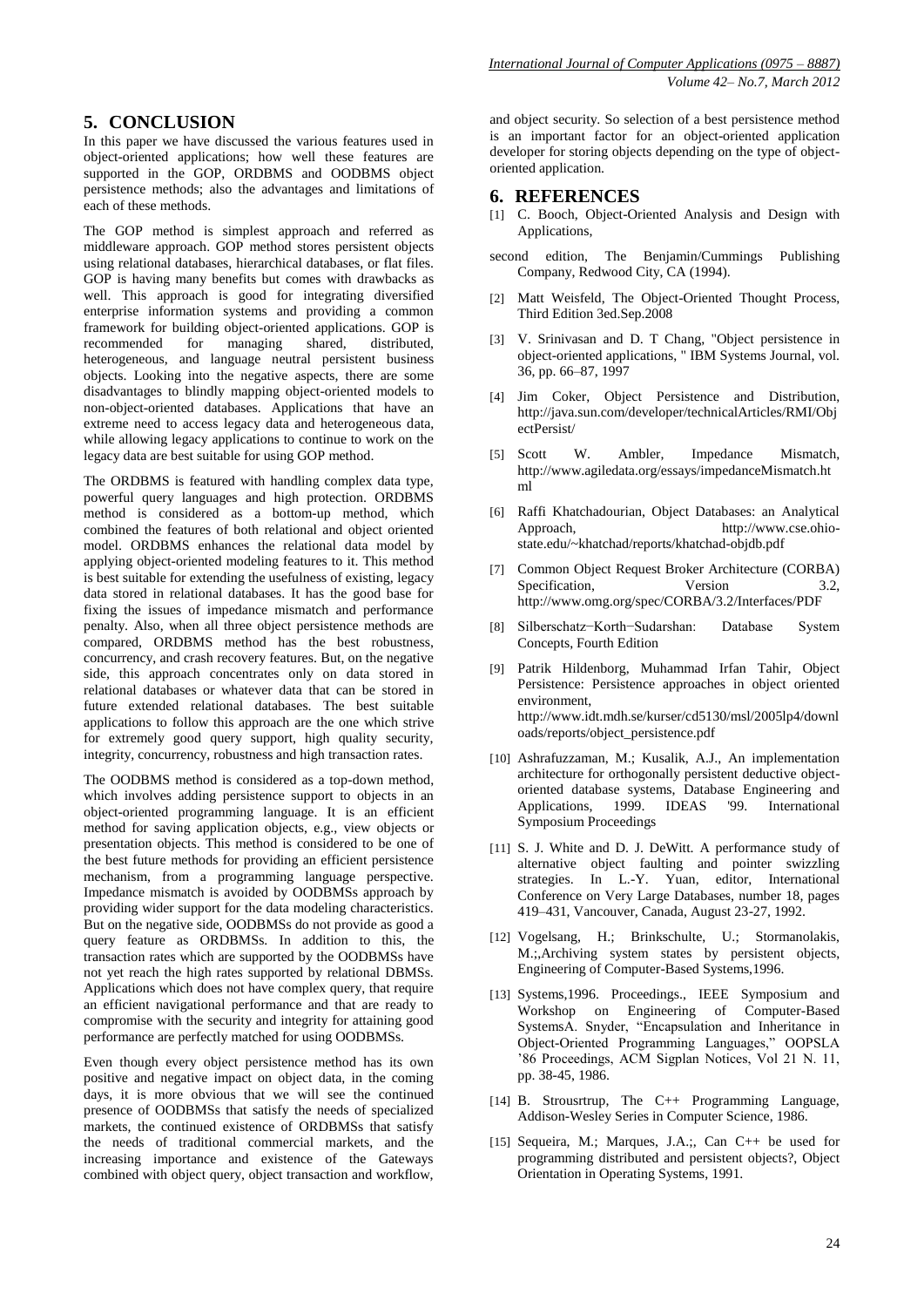## 5. CONCLUSION

In this paper we have discussed the various features used in object-oriented applications; how well these features are supported in the GOP, ORDBMS and OODBMS object persistence methods; also the advantages and limitations of each of these methods.

The GOP method is simplest approach and referred as middleware approach. GOP method stores persistent objects using relational databases, hierarchical databases, or flat files. GOP is having many benefits but comes with drawbacks as well. This approach is good for integrating diversified enterprise information systems and providing a common framework for building object-oriented applications. GOP is recommended for managing shared, distributed, heterogeneous, and language neutral persistent business objects. Looking into the negative aspects, there are some disadvantages to blindly mapping object-oriented models to non-object-oriented databases. Applications that have an extreme need to access legacy data and heterogeneous data, while allowing legacy applications to continue to work on the legacy data are best suitable for using GOP method.

The ORDBMS is featured with handling complex data type, powerful query languages and high protection. ORDBMS method is considered as a bottom-up method, which combined the features of both relational and object oriented model. ORDBMS enhances the relational data model by applying object-oriented modeling features to it. This method is best suitable for extending the usefulness of existing, legacy data stored in relational databases. It has the good base for fixing the issues of impedance mismatch and performance penalty. Also, when all three object persistence methods are compared, ORDBMS method has the best robustness, concurrency, and crash recovery features. But, on the negative side, this approach concentrates only on data stored in relational databases or whatever data that can be stored in future extended relational databases. The best suitable applications to follow this approach are the one which strive for extremely good query support, high quality security, integrity, concurrency, robustness and high transaction rates.

The OODBMS method is considered as a top-down method, which involves adding persistence support to objects in an object-oriented programming language. It is an efficient method for saving application objects, e.g., view objects or presentation objects. This method is considered to be one of the best future methods for providing an efficient persistence mechanism, from a programming language perspective. Impedance mismatch is avoided by OODBMSs approach by providing wider support for the data modeling characteristics. But on the negative side, OODBMSs do not provide as good a query feature as ORDBMSs. In addition to this, the transaction rates which are supported by the OODBMSs have not yet reach the high rates supported by relational DBMSs. Applications which does not have complex query, that require an efficient navigational performance and that are ready to compromise with the security and integrity for attaining good performance are perfectly matched for using OODBMSs.

Even though every object persistence method has its own positive and negative impact on object data, in the coming days, it is more obvious that we will see the continued presence of OODBMSs that satisfy the needs of specialized markets, the continued existence of ORDBMSs that satisfy the needs of traditional commercial markets, and the increasing importance and existence of the Gateways combined with object query, object transaction and workflow, and object security. So selection of a best persistence method is an important factor for an object-oriented application developer for storing objects depending on the type of object-oriented application.

## 6. REFERENCES

[1] C. Booch, Object-Oriented Analysis and Design with Applications,

second edition, The Benjamin/Cummings Publishing Company, Redwood City, CA (1994).

[2] Matt Weisfeld, The Object-Oriented Thought Process, Third Edition 3ed.Sep.2008

[3] V. Srinivasan and D. T Chang, "Object persistence in object-oriented applications, " IBM Systems Journal, vol. 36, pp. 66–87, 1997

[4] Jim Coker, Object Persistence and Distribution, http://java.sun.com/developer/technicalArticles/RMI/ObjectPersist/

[5] Scott W. Ambler, Impedance Mismatch, http://www.agiledata.org/essays/impedanceMismatch.html

[6] Raffi Khatchadourian, Object Databases: an Analytical Approach, http://www.cse.ohio-state.edu/~khatchad/reports/khatchad-objdb.pdf

[7] Common Object Request Broker Architecture (CORBA) Specification, Version 3.2, http://www.omg.org/spec/CORBA/3.2/Interfaces/PDF

[8] Silberschatz−Korth−Sudarshan: Database System Concepts, Fourth Edition

[9] Patrik Hildenborg, Muhammad Irfan Tahir, Object Persistence: Persistence approaches in object oriented environment, http://www.idt.mdh.se/kurser/cd5130/msl/2005lp4/downloads/reports/object_persistence.pdf

[10] Ashrafuzzaman, M.; Kusalik, A.J., An implementation architecture for orthogonally persistent deductive object-oriented database systems, Database Engineering and Applications, 1999. IDEAS '99. International Symposium Proceedings

[11] S. J. White and D. J. DeWitt. A performance study of alternative object faulting and pointer swizzling strategies. In L.-Y. Yuan, editor, International Conference on Very Large Databases, number 18, pages 419–431, Vancouver, Canada, August 23-27, 1992.

[12] Vogelsang, H.; Brinkschulte, U.; Stormanolakis, M.;,Archiving system states by persistent objects, Engineering of Computer-Based Systems,1996.

[13] Systems,1996. Proceedings., IEEE Symposium and Workshop on Engineering of Computer-Based SystemsA. Snyder, "Encapsulation and Inheritance in Object-Oriented Programming Languages," OOPSLA '86 Proceedings, ACM Sigplan Notices, Vol 21 N. 11, pp. 38-45, 1986.

[14] B. Strousrtrup, The C++ Programming Language, Addison-Wesley Series in Computer Science, 1986.

[15] Sequeira, M.; Marques, J.A.;, Can C++ be used for programming distributed and persistent objects?, Object Orientation in Operating Systems, 1991.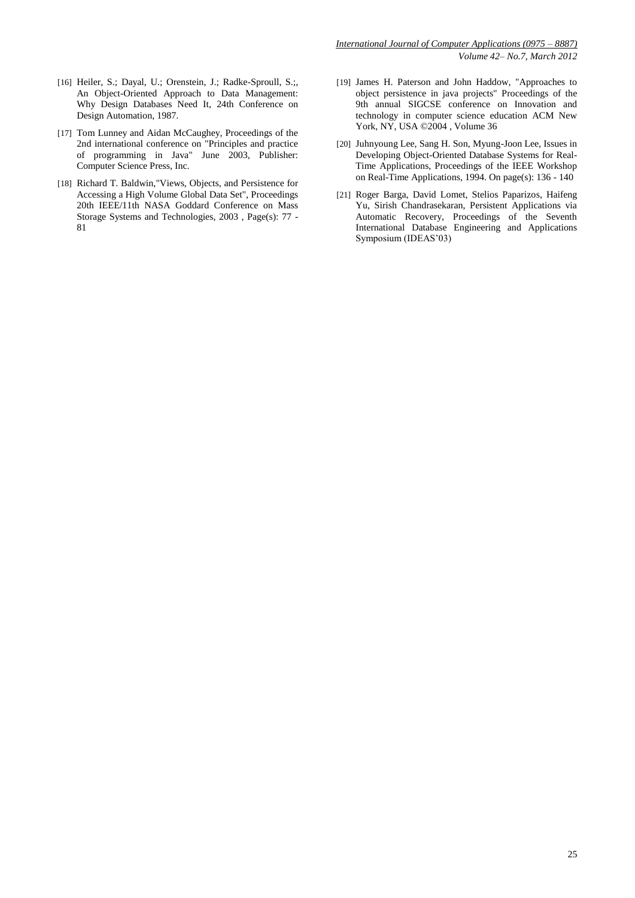[16] Heiler, S.; Dayal, U.; Orenstein, J.; Radke-Sproull, S.;, An Object-Oriented Approach to Data Management: Why Design Databases Need It, 24th Conference on Design Automation, 1987.

[17] Tom Lunney and Aidan McCaughey, Proceedings of the 2nd international conference on "Principles and practice of programming in Java" June 2003, Publisher: Computer Science Press, Inc.

[18] Richard T. Baldwin,"Views, Objects, and Persistence for Accessing a High Volume Global Data Set", Proceedings 20th IEEE/11th NASA Goddard Conference on Mass Storage Systems and Technologies, 2003 , Page(s): 77 - 81

[19] James H. Paterson and John Haddow, "Approaches to object persistence in java projects" Proceedings of the 9th annual SIGCSE conference on Innovation and technology in computer science education ACM New York, NY, USA ©2004 , Volume 36

[20] Juhnyoung Lee, Sang H. Son, Myung-Joon Lee, Issues in Developing Object-Oriented Database Systems for Real-Time Applications, Proceedings of the IEEE Workshop on Real-Time Applications, 1994. On page(s): 136 - 140

[21] Roger Barga, David Lomet, Stelios Paparizos, Haifeng Yu, Sirish Chandrasekaran, Persistent Applications via Automatic Recovery, Proceedings of the Seventh International Database Engineering and Applications Symposium (IDEAS'03)